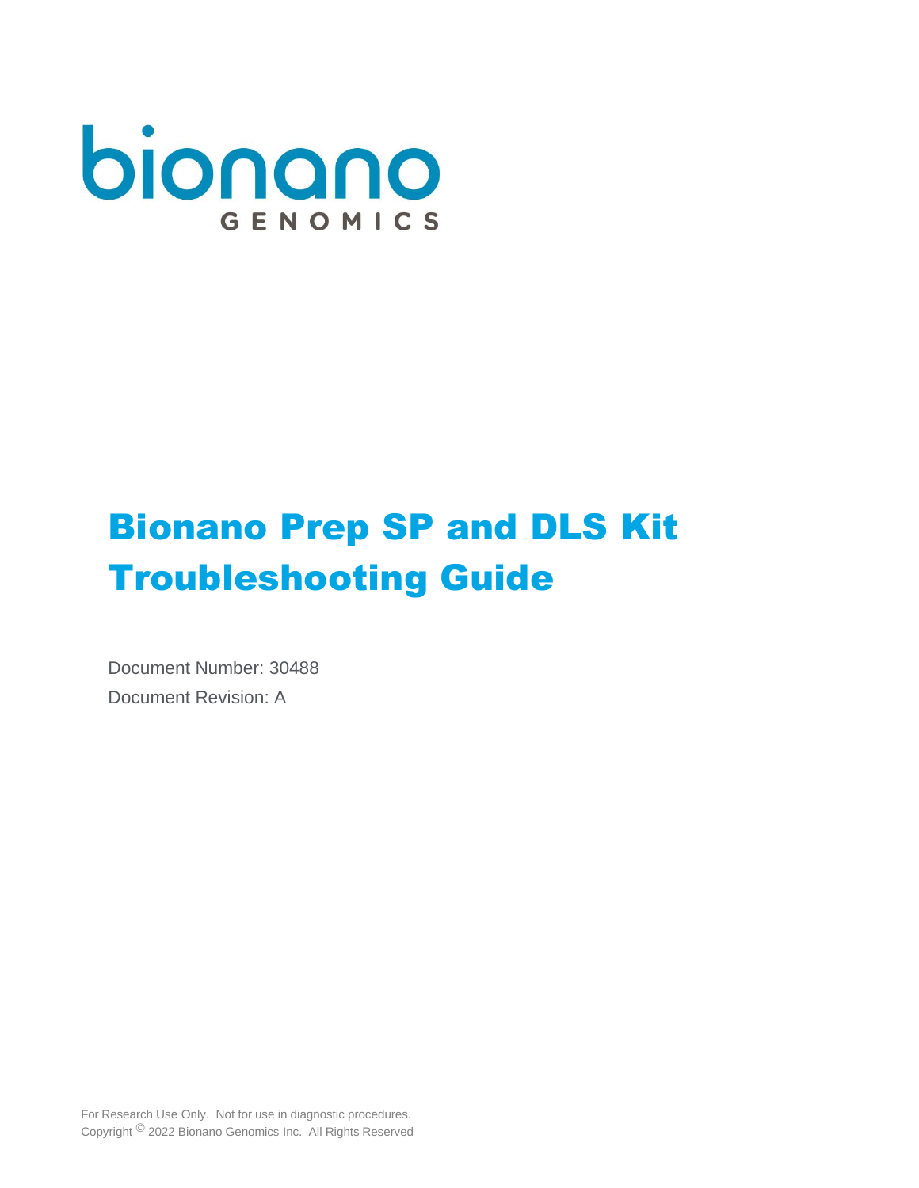bionano

GENOMICS

# Bionano Prep SP and DLS Kit Troubleshooting Guide

Document Number: 30488

Document Revision: A

For Research Use Only. Not for use in diagnostic procedures.
Copyright © 2022 Bionano Genomics Inc. All Rights Reserved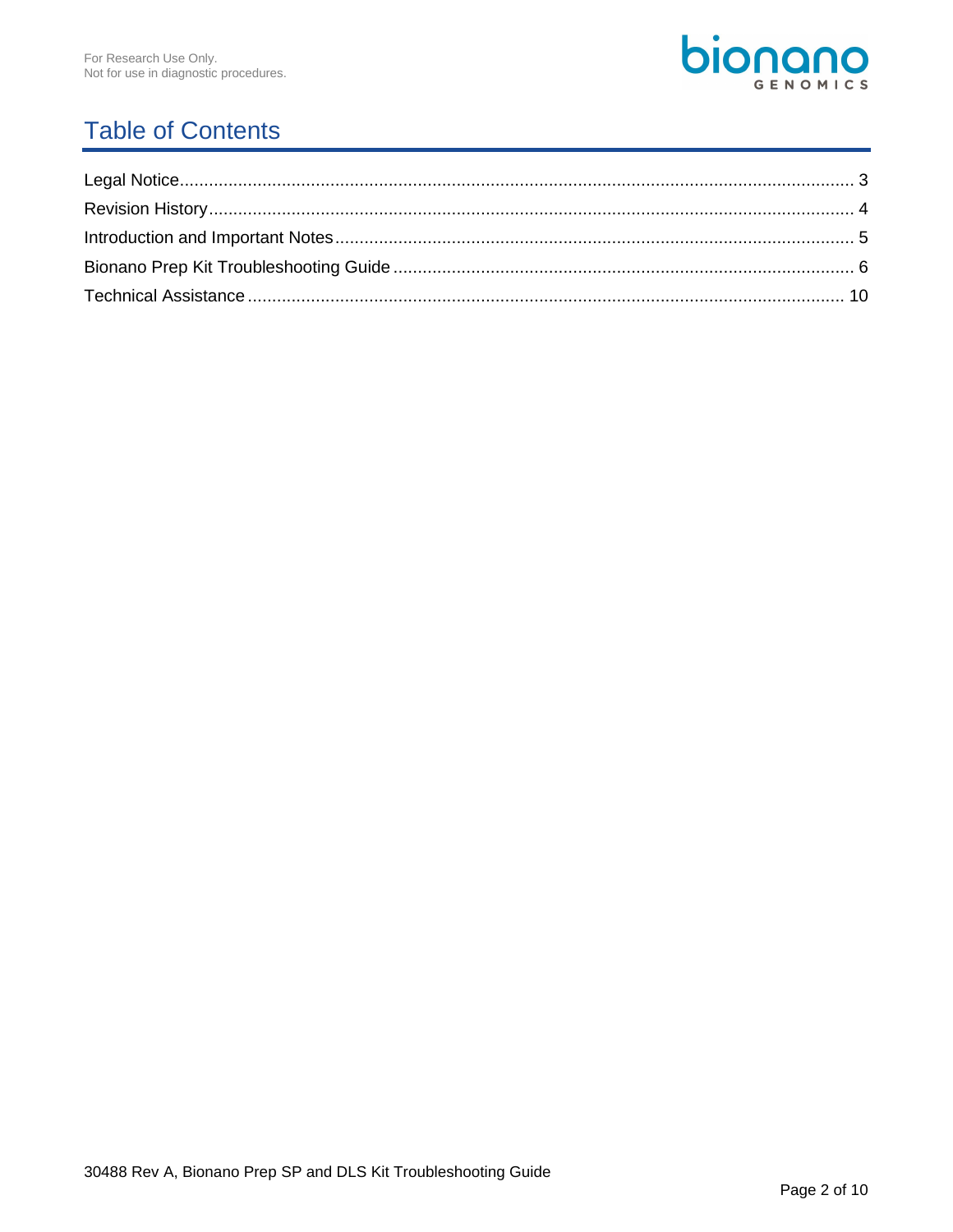# Table of Contents

Legal Notice ..... 3

Revision History ..... 4

Introduction and Important Notes ..... 5

Bionano Prep Kit Troubleshooting Guide ..... 6

Technical Assistance ..... 10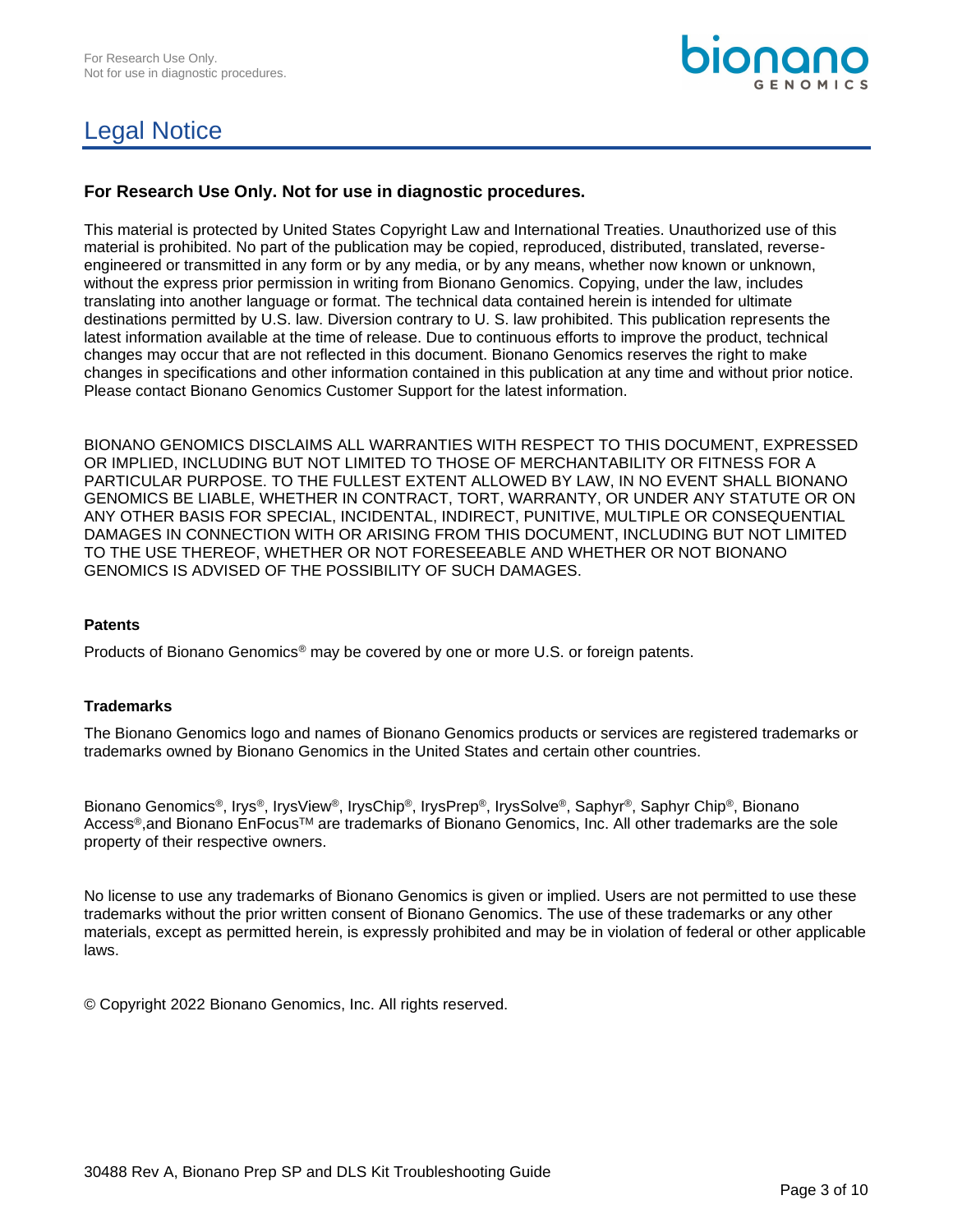# Legal Notice

**For Research Use Only. Not for use in diagnostic procedures.**

This material is protected by United States Copyright Law and International Treaties. Unauthorized use of this material is prohibited. No part of the publication may be copied, reproduced, distributed, translated, reverse-engineered or transmitted in any form or by any media, or by any means, whether now known or unknown, without the express prior permission in writing from Bionano Genomics. Copying, under the law, includes translating into another language or format. The technical data contained herein is intended for ultimate destinations permitted by U.S. law. Diversion contrary to U. S. law prohibited. This publication represents the latest information available at the time of release. Due to continuous efforts to improve the product, technical changes may occur that are not reflected in this document. Bionano Genomics reserves the right to make changes in specifications and other information contained in this publication at any time and without prior notice. Please contact Bionano Genomics Customer Support for the latest information.

BIONANO GENOMICS DISCLAIMS ALL WARRANTIES WITH RESPECT TO THIS DOCUMENT, EXPRESSED OR IMPLIED, INCLUDING BUT NOT LIMITED TO THOSE OF MERCHANTABILITY OR FITNESS FOR A PARTICULAR PURPOSE. TO THE FULLEST EXTENT ALLOWED BY LAW, IN NO EVENT SHALL BIONANO GENOMICS BE LIABLE, WHETHER IN CONTRACT, TORT, WARRANTY, OR UNDER ANY STATUTE OR ON ANY OTHER BASIS FOR SPECIAL, INCIDENTAL, INDIRECT, PUNITIVE, MULTIPLE OR CONSEQUENTIAL DAMAGES IN CONNECTION WITH OR ARISING FROM THIS DOCUMENT, INCLUDING BUT NOT LIMITED TO THE USE THEREOF, WHETHER OR NOT FORESEEABLE AND WHETHER OR NOT BIONANO GENOMICS IS ADVISED OF THE POSSIBILITY OF SUCH DAMAGES.

**Patents**

Products of Bionano Genomics® may be covered by one or more U.S. or foreign patents.

**Trademarks**

The Bionano Genomics logo and names of Bionano Genomics products or services are registered trademarks or trademarks owned by Bionano Genomics in the United States and certain other countries.

Bionano Genomics®, Irys®, IrysView®, IrysChip®, IrysPrep®, IrysSolve®, Saphyr®, Saphyr Chip®, Bionano Access®,and Bionano EnFocus™ are trademarks of Bionano Genomics, Inc. All other trademarks are the sole property of their respective owners.

No license to use any trademarks of Bionano Genomics is given or implied. Users are not permitted to use these trademarks without the prior written consent of Bionano Genomics. The use of these trademarks or any other materials, except as permitted herein, is expressly prohibited and may be in violation of federal or other applicable laws.

© Copyright 2022 Bionano Genomics, Inc. All rights reserved.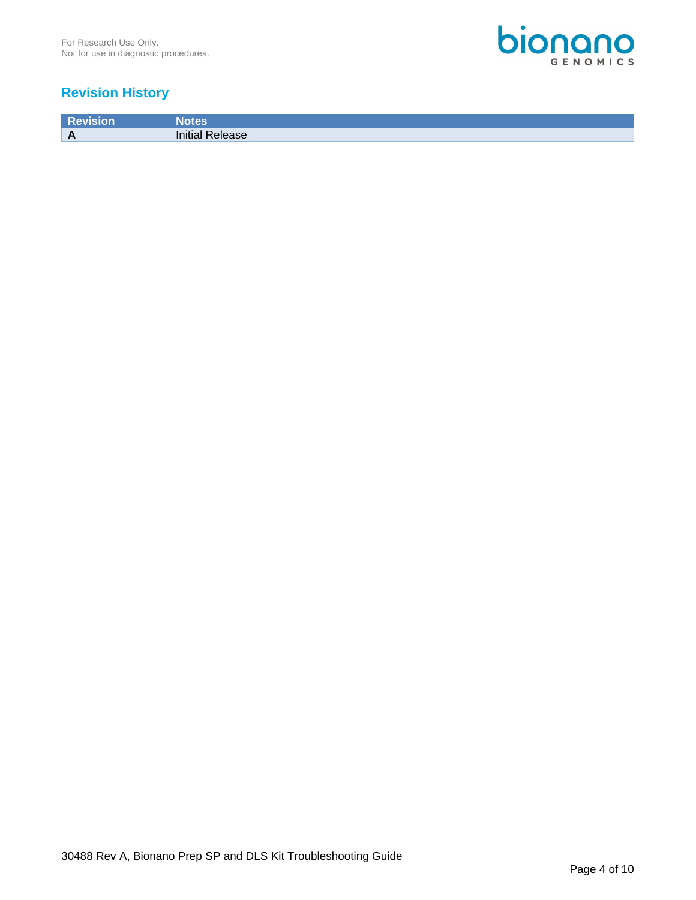## Revision History

| Revision | Notes |
| --- | --- |
| **A** | Initial Release |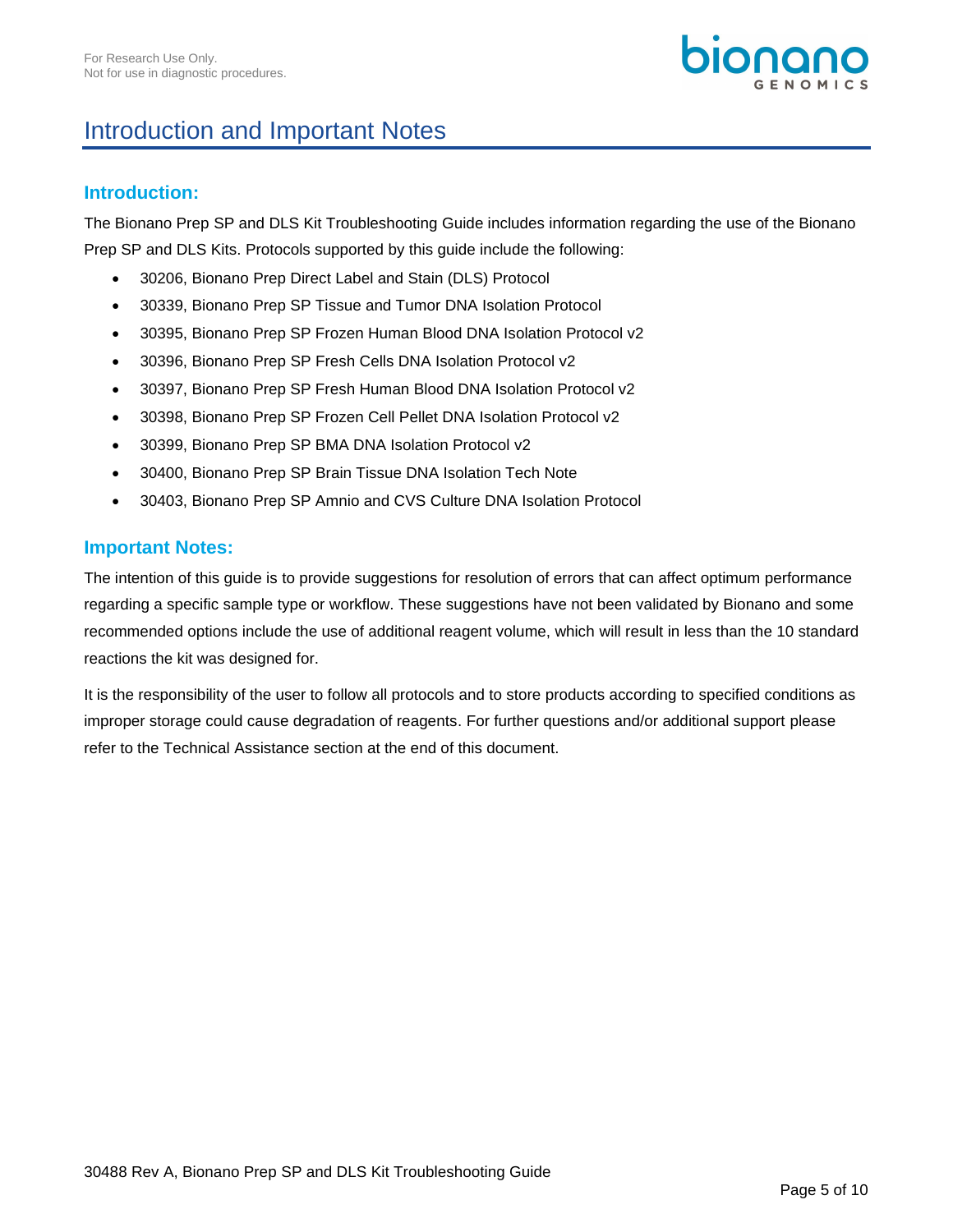# Introduction and Important Notes

## Introduction:

The Bionano Prep SP and DLS Kit Troubleshooting Guide includes information regarding the use of the Bionano Prep SP and DLS Kits. Protocols supported by this guide include the following:

- 30206, Bionano Prep Direct Label and Stain (DLS) Protocol
- 30339, Bionano Prep SP Tissue and Tumor DNA Isolation Protocol
- 30395, Bionano Prep SP Frozen Human Blood DNA Isolation Protocol v2
- 30396, Bionano Prep SP Fresh Cells DNA Isolation Protocol v2
- 30397, Bionano Prep SP Fresh Human Blood DNA Isolation Protocol v2
- 30398, Bionano Prep SP Frozen Cell Pellet DNA Isolation Protocol v2
- 30399, Bionano Prep SP BMA DNA Isolation Protocol v2
- 30400, Bionano Prep SP Brain Tissue DNA Isolation Tech Note
- 30403, Bionano Prep SP Amnio and CVS Culture DNA Isolation Protocol

## Important Notes:

The intention of this guide is to provide suggestions for resolution of errors that can affect optimum performance regarding a specific sample type or workflow. These suggestions have not been validated by Bionano and some recommended options include the use of additional reagent volume, which will result in less than the 10 standard reactions the kit was designed for.

It is the responsibility of the user to follow all protocols and to store products according to specified conditions as improper storage could cause degradation of reagents. For further questions and/or additional support please refer to the Technical Assistance section at the end of this document.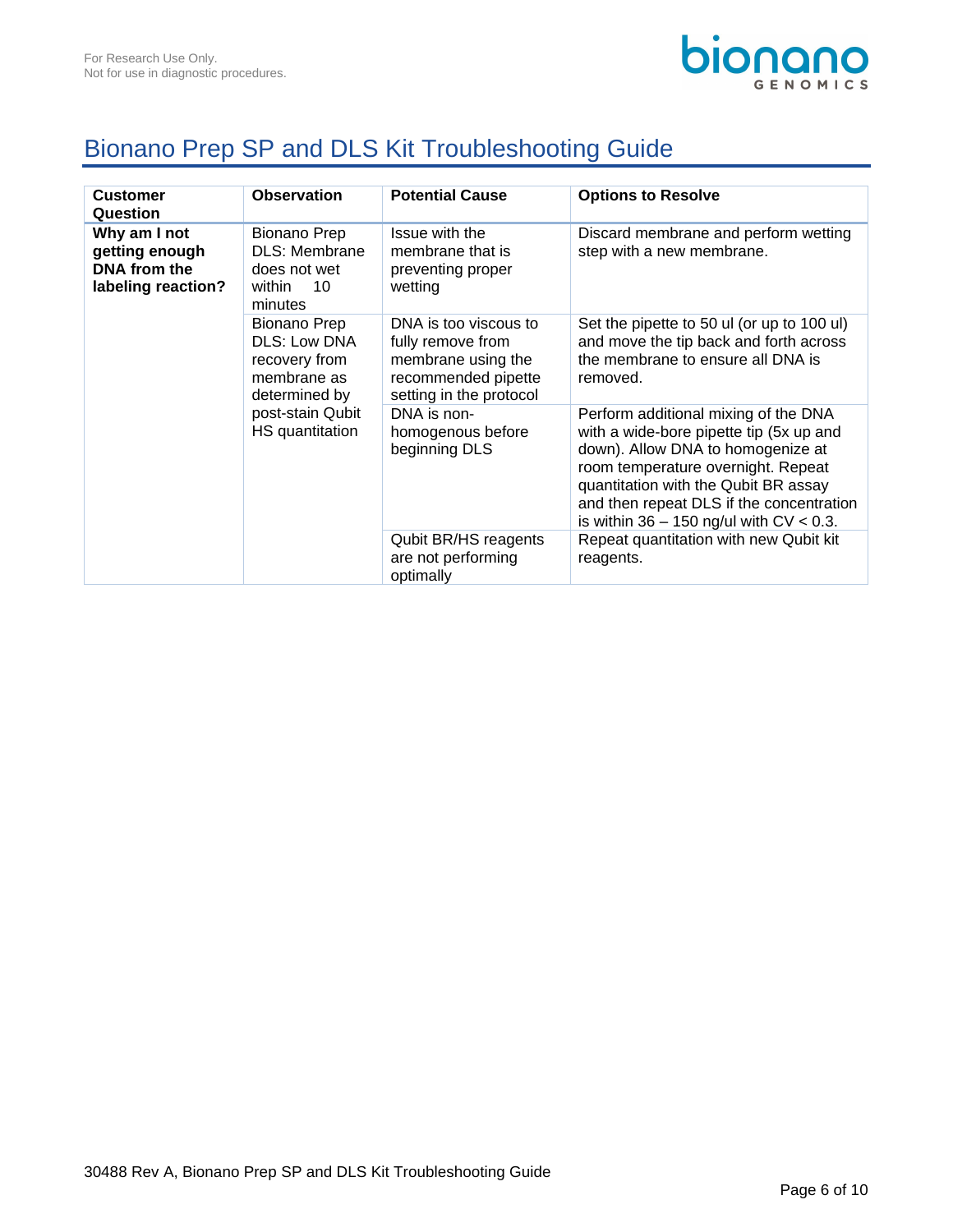# Bionano Prep SP and DLS Kit Troubleshooting Guide

| Customer Question | Observation | Potential Cause | Options to Resolve |
|---|---|---|---|
| **Why am I not getting enough DNA from the labeling reaction?** | Bionano Prep DLS: Membrane does not wet within 10 minutes | Issue with the membrane that is preventing proper wetting | Discard membrane and perform wetting step with a new membrane. |
| | Bionano Prep DLS: Low DNA recovery from membrane as determined by post-stain Qubit HS quantitation | DNA is too viscous to fully remove from membrane using the recommended pipette setting in the protocol | Set the pipette to 50 ul (or up to 100 ul) and move the tip back and forth across the membrane to ensure all DNA is removed. |
| | | DNA is non-homogenous before beginning DLS | Perform additional mixing of the DNA with a wide-bore pipette tip (5x up and down). Allow DNA to homogenize at room temperature overnight. Repeat quantitation with the Qubit BR assay and then repeat DLS if the concentration is within 36 – 150 ng/ul with CV < 0.3. |
| | | Qubit BR/HS reagents are not performing optimally | Repeat quantitation with new Qubit kit reagents. |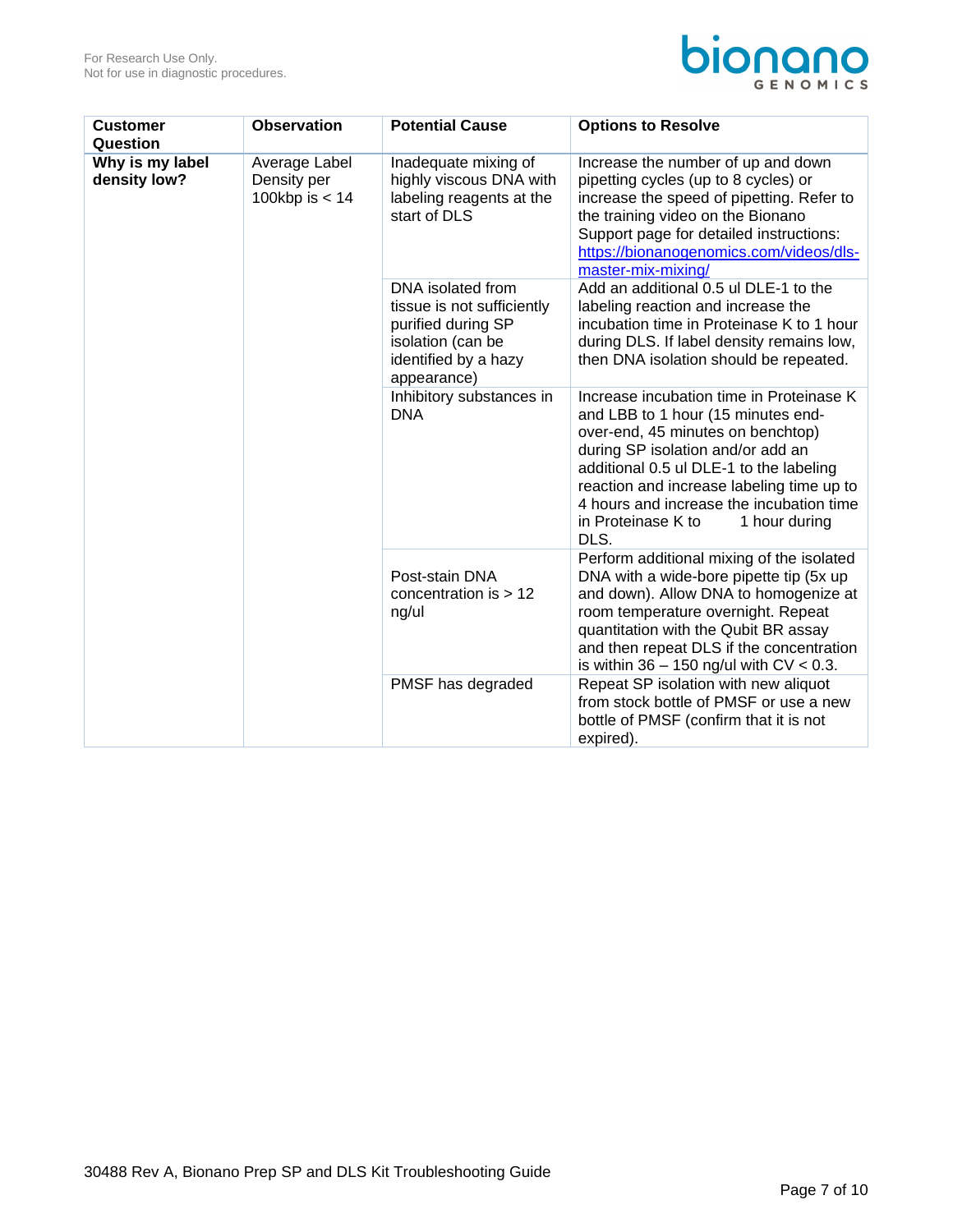| Customer Question | Observation | Potential Cause | Options to Resolve |
|---|---|---|---|
| **Why is my label density low?** | Average Label Density per 100kbp is < 14 | Inadequate mixing of highly viscous DNA with labeling reagents at the start of DLS | Increase the number of up and down pipetting cycles (up to 8 cycles) or increase the speed of pipetting. Refer to the training video on the Bionano Support page for detailed instructions: [https://bionanogenomics.com/videos/dls-master-mix-mixing/](https://bionanogenomics.com/videos/dls-master-mix-mixing/) |
| | | DNA isolated from tissue is not sufficiently purified during SP isolation (can be identified by a hazy appearance) | Add an additional 0.5 ul DLE-1 to the labeling reaction and increase the incubation time in Proteinase K to 1 hour during DLS. If label density remains low, then DNA isolation should be repeated. |
| | | Inhibitory substances in DNA | Increase incubation time in Proteinase K and LBB to 1 hour (15 minutes end-over-end, 45 minutes on benchtop) during SP isolation and/or add an additional 0.5 ul DLE-1 to the labeling reaction and increase labeling time up to 4 hours and increase the incubation time in Proteinase K to 1 hour during DLS. |
| | | Post-stain DNA concentration is > 12 ng/ul | Perform additional mixing of the isolated DNA with a wide-bore pipette tip (5x up and down). Allow DNA to homogenize at room temperature overnight. Repeat quantitation with the Qubit BR assay and then repeat DLS if the concentration is within 36 – 150 ng/ul with CV < 0.3. |
| | | PMSF has degraded | Repeat SP isolation with new aliquot from stock bottle of PMSF or use a new bottle of PMSF (confirm that it is not expired). |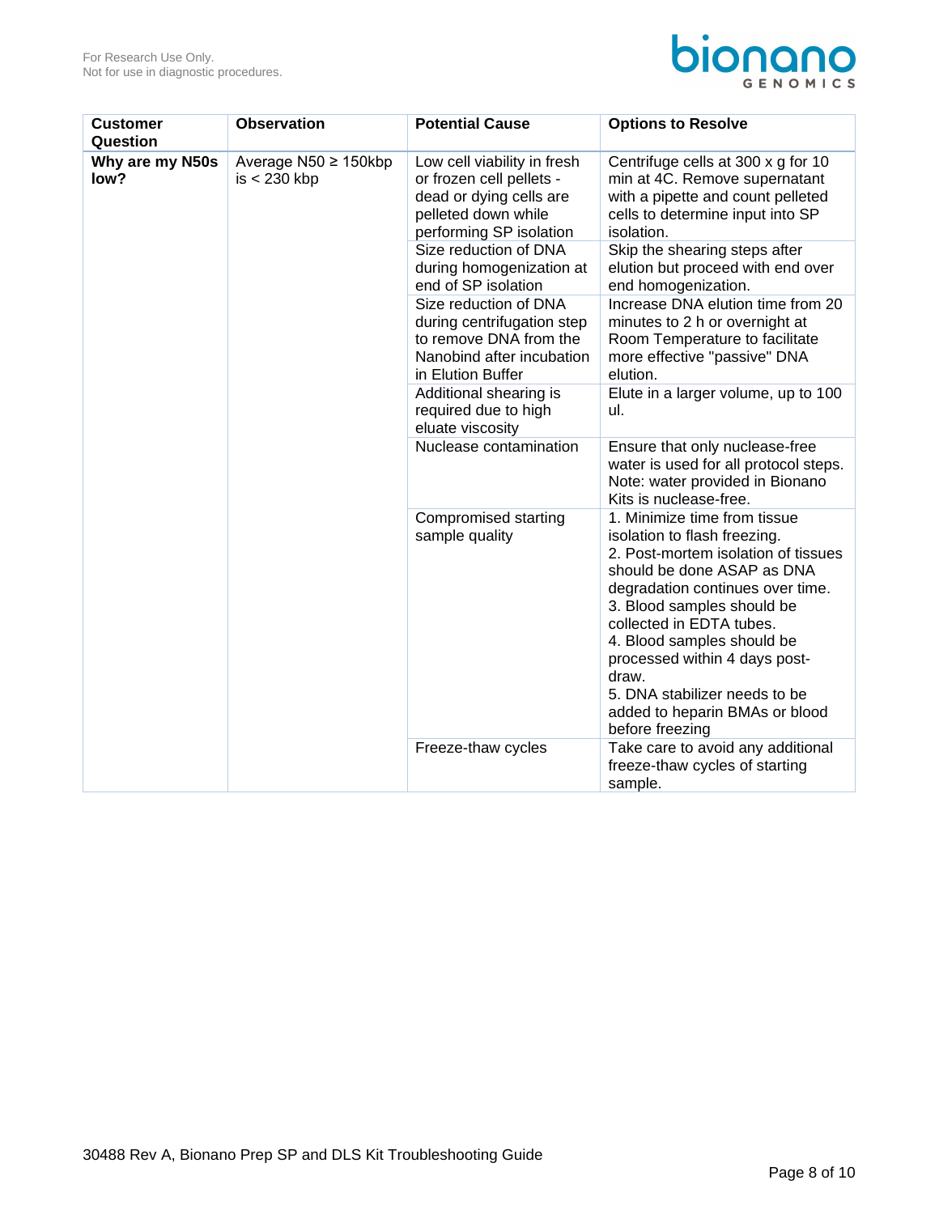| Customer Question | Observation | Potential Cause | Options to Resolve |
|---|---|---|---|
| **Why are my N50s low?** | Average N50 ≥ 150kbp is < 230 kbp | Low cell viability in fresh or frozen cell pellets - dead or dying cells are pelleted down while performing SP isolation | Centrifuge cells at 300 x g for 10 min at 4C. Remove supernatant with a pipette and count pelleted cells to determine input into SP isolation. |
| | | Size reduction of DNA during homogenization at end of SP isolation | Skip the shearing steps after elution but proceed with end over end homogenization. |
| | | Size reduction of DNA during centrifugation step to remove DNA from the Nanobind after incubation in Elution Buffer | Increase DNA elution time from 20 minutes to 2 h or overnight at Room Temperature to facilitate more effective "passive" DNA elution. |
| | | Additional shearing is required due to high eluate viscosity | Elute in a larger volume, up to 100 ul. |
| | | Nuclease contamination | Ensure that only nuclease-free water is used for all protocol steps. Note: water provided in Bionano Kits is nuclease-free. |
| | | Compromised starting sample quality | 1. Minimize time from tissue isolation to flash freezing.<br>2. Post-mortem isolation of tissues should be done ASAP as DNA degradation continues over time.<br>3. Blood samples should be collected in EDTA tubes.<br>4. Blood samples should be processed within 4 days post-draw.<br>5. DNA stabilizer needs to be added to heparin BMAs or blood before freezing |
| | | Freeze-thaw cycles | Take care to avoid any additional freeze-thaw cycles of starting sample. |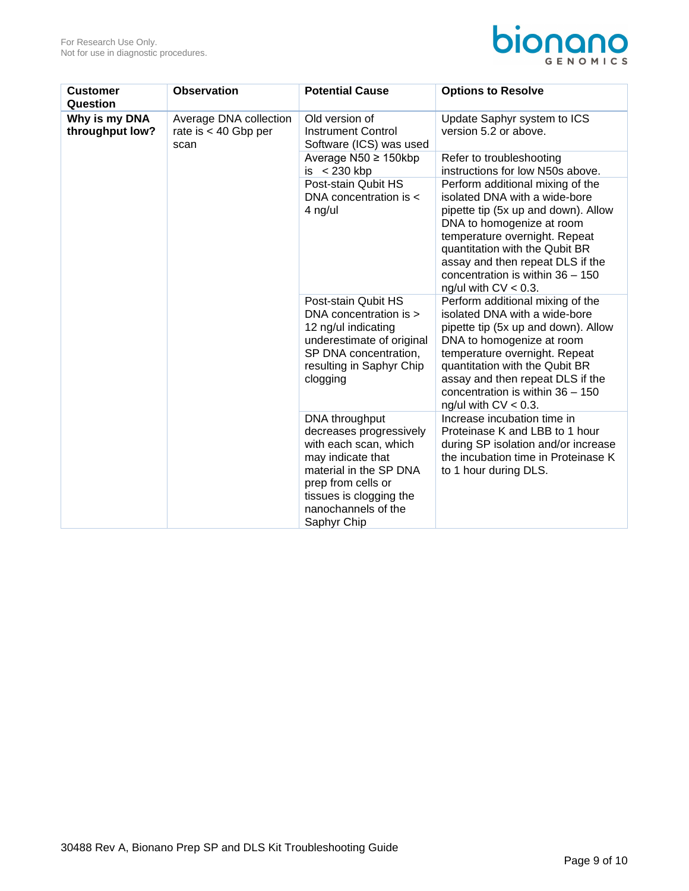| Customer Question | Observation | Potential Cause | Options to Resolve |
|---|---|---|---|
| **Why is my DNA throughput low?** | Average DNA collection rate is < 40 Gbp per scan | Old version of Instrument Control Software (ICS) was used | Update Saphyr system to ICS version 5.2 or above. |
| | | Average N50 ≥ 150kbp is < 230 kbp | Refer to troubleshooting instructions for low N50s above. |
| | | Post-stain Qubit HS DNA concentration is < 4 ng/ul | Perform additional mixing of the isolated DNA with a wide-bore pipette tip (5x up and down). Allow DNA to homogenize at room temperature overnight. Repeat quantitation with the Qubit BR assay and then repeat DLS if the concentration is within 36 – 150 ng/ul with CV < 0.3. |
| | | Post-stain Qubit HS DNA concentration is > 12 ng/ul indicating underestimate of original SP DNA concentration, resulting in Saphyr Chip clogging | Perform additional mixing of the isolated DNA with a wide-bore pipette tip (5x up and down). Allow DNA to homogenize at room temperature overnight. Repeat quantitation with the Qubit BR assay and then repeat DLS if the concentration is within 36 – 150 ng/ul with CV < 0.3. |
| | | DNA throughput decreases progressively with each scan, which may indicate that material in the SP DNA prep from cells or tissues is clogging the nanochannels of the Saphyr Chip | Increase incubation time in Proteinase K and LBB to 1 hour during SP isolation and/or increase the incubation time in Proteinase K to 1 hour during DLS. |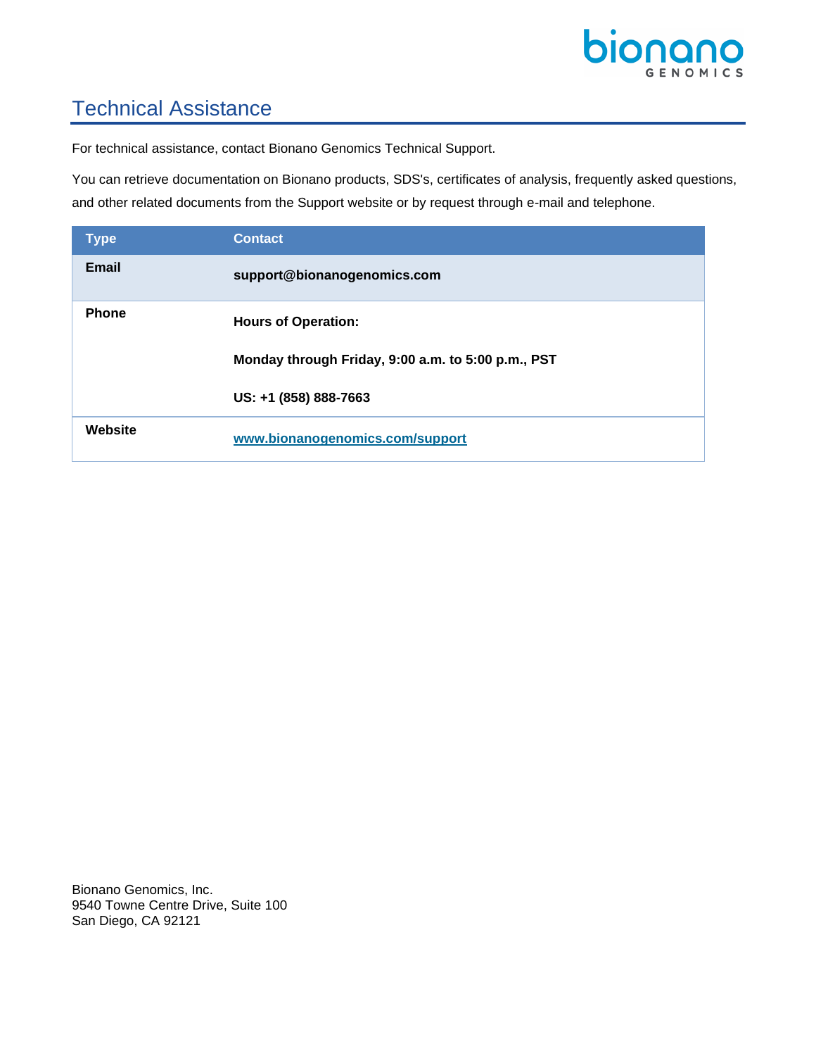# Technical Assistance

For technical assistance, contact Bionano Genomics Technical Support.

You can retrieve documentation on Bionano products, SDS's, certificates of analysis, frequently asked questions, and other related documents from the Support website or by request through e-mail and telephone.

| Type | Contact |
| --- | --- |
| **Email** | **support@bionanogenomics.com** |
| **Phone** | **Hours of Operation:**<br><br>**Monday through Friday, 9:00 a.m. to 5:00 p.m., PST**<br><br>**US: +1 (858) 888-7663** |
| **Website** | **www.bionanogenomics.com/support** |

Bionano Genomics, Inc.
9540 Towne Centre Drive, Suite 100
San Diego, CA 92121